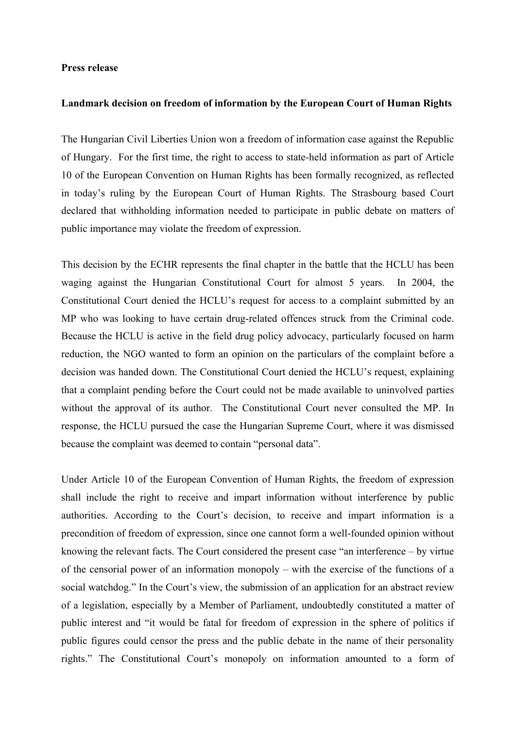**Press release**

**Landmark decision on freedom of information by the European Court of Human Rights**

The Hungarian Civil Liberties Union won a freedom of information case against the Republic of Hungary. For the first time, the right to access to state-held information as part of Article 10 of the European Convention on Human Rights has been formally recognized, as reflected in today's ruling by the European Court of Human Rights. The Strasbourg based Court declared that withholding information needed to participate in public debate on matters of public importance may violate the freedom of expression.

This decision by the ECHR represents the final chapter in the battle that the HCLU has been waging against the Hungarian Constitutional Court for almost 5 years. In 2004, the Constitutional Court denied the HCLU's request for access to a complaint submitted by an MP who was looking to have certain drug-related offences struck from the Criminal code. Because the HCLU is active in the field drug policy advocacy, particularly focused on harm reduction, the NGO wanted to form an opinion on the particulars of the complaint before a decision was handed down. The Constitutional Court denied the HCLU's request, explaining that a complaint pending before the Court could not be made available to uninvolved parties without the approval of its author. The Constitutional Court never consulted the MP. In response, the HCLU pursued the case the Hungarian Supreme Court, where it was dismissed because the complaint was deemed to contain "personal data".

Under Article 10 of the European Convention of Human Rights, the freedom of expression shall include the right to receive and impart information without interference by public authorities. According to the Court's decision, to receive and impart information is a precondition of freedom of expression, since one cannot form a well-founded opinion without knowing the relevant facts. The Court considered the present case "an interference – by virtue of the censorial power of an information monopoly – with the exercise of the functions of a social watchdog." In the Court's view, the submission of an application for an abstract review of a legislation, especially by a Member of Parliament, undoubtedly constituted a matter of public interest and "it would be fatal for freedom of expression in the sphere of politics if public figures could censor the press and the public debate in the name of their personality rights." The Constitutional Court's monopoly on information amounted to a form of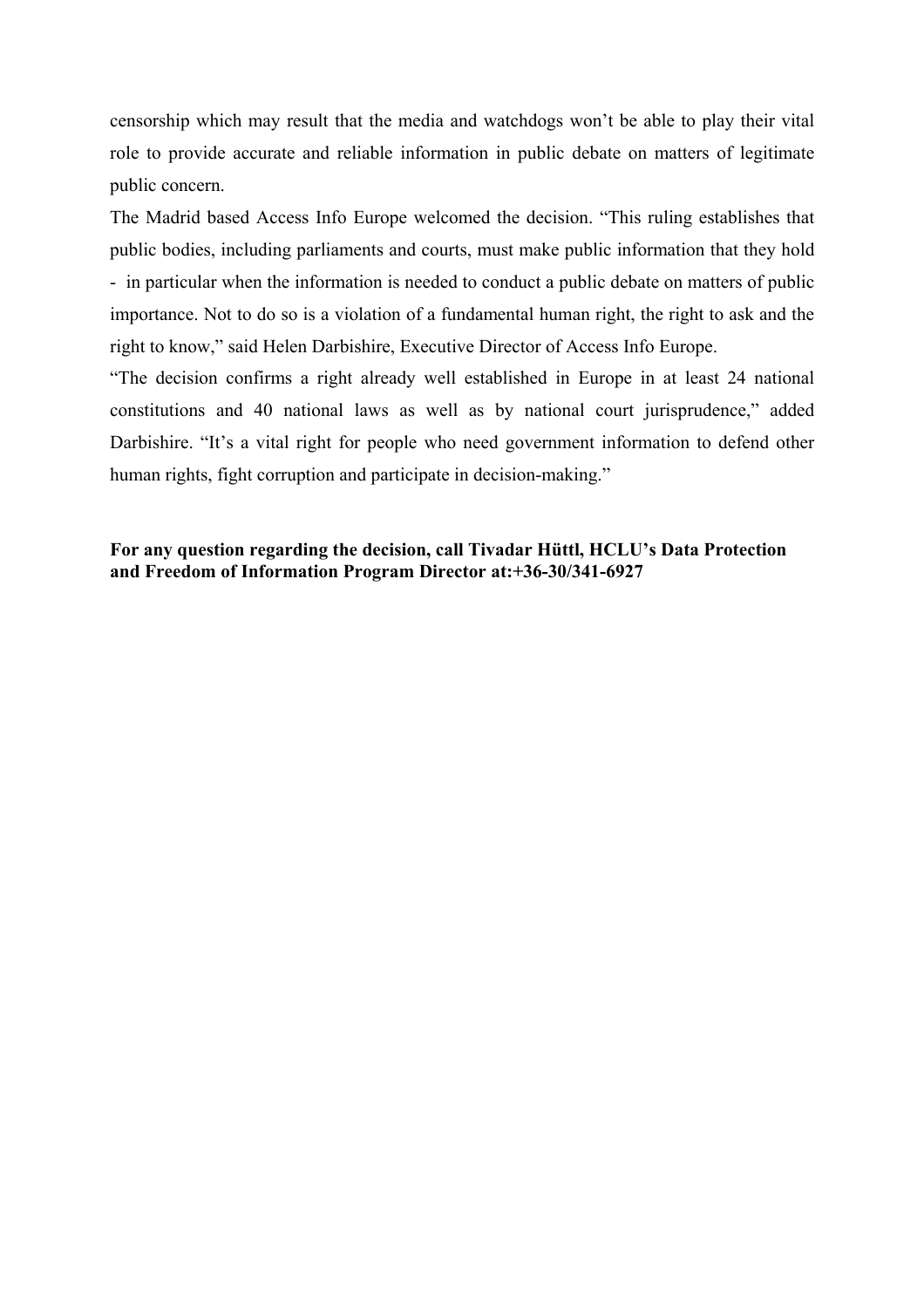censorship which may result that the media and watchdogs won't be able to play their vital role to provide accurate and reliable information in public debate on matters of legitimate public concern.

The Madrid based Access Info Europe welcomed the decision. "This ruling establishes that public bodies, including parliaments and courts, must make public information that they hold - in particular when the information is needed to conduct a public debate on matters of public importance. Not to do so is a violation of a fundamental human right, the right to ask and the right to know," said Helen Darbishire, Executive Director of Access Info Europe.

"The decision confirms a right already well established in Europe in at least 24 national constitutions and 40 national laws as well as by national court jurisprudence," added Darbishire. "It's a vital right for people who need government information to defend other human rights, fight corruption and participate in decision-making."

**For any question regarding the decision, call Tivadar Hüttl, HCLU's Data Protection and Freedom of Information Program Director at:+36-30/341-6927**